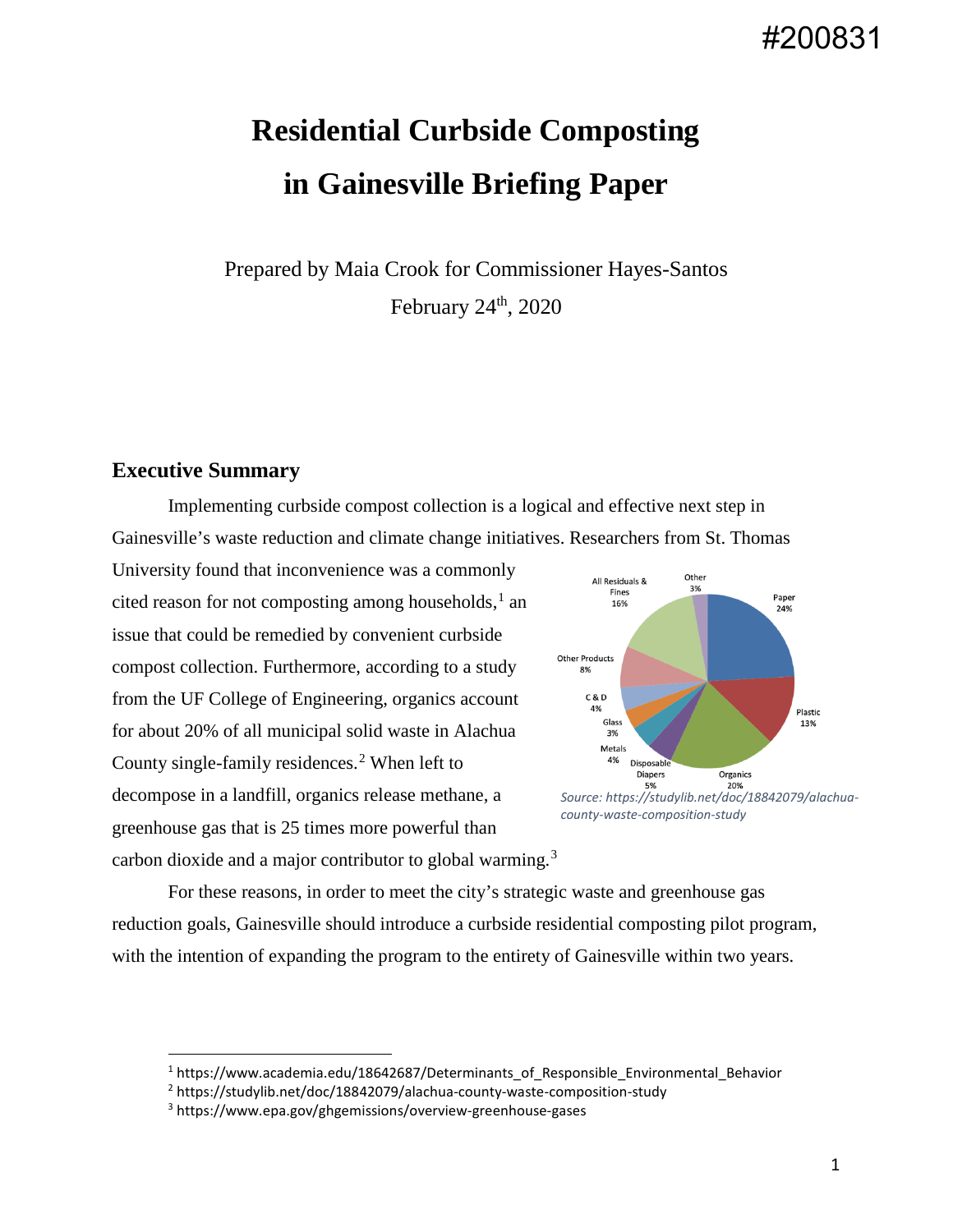# Residential Curbside Composting in Gainesville Briefing Paper

Prepared by Maia Crook for Commissioner Hayes-Santos

February 24th, 2020

## Executive Summary

Implementing curbside compost collection is a logical and effective next step in Gainesville's waste reduction and climate change initiatives. Researchers from St. Thomas University found that inconvenience was a commonly cited reason for not composting among households,[1] an issue that could be remedied by convenient curbside compost collection. Furthermore, according to a study from the UF College of Engineering, organics account for about 20% of all municipal solid waste in Alachua County single-family residences.[2] When left to decompose in a landfill, organics release methane, a greenhouse gas that is 25 times more powerful than carbon dioxide and a major contributor to global warming.[3]

All Residuals & Fines 16%, Other 3%, Paper 24%, Plastic 13%, Organics 20%, Disposable Diapers 5%, Metals 4%, Glass 3%, C & D 4%, Other Products 8%

*Source: https://studylib.net/doc/18842079/alachua-county-waste-composition-study*

For these reasons, in order to meet the city's strategic waste and greenhouse gas reduction goals, Gainesville should introduce a curbside residential composting pilot program, with the intention of expanding the program to the entirety of Gainesville within two years.

---

[1] https://www.academia.edu/18642687/Determinants_of_Responsible_Environmental_Behavior

[2] https://studylib.net/doc/18842079/alachua-county-waste-composition-study

[3] https://www.epa.gov/ghgemissions/overview-greenhouse-gases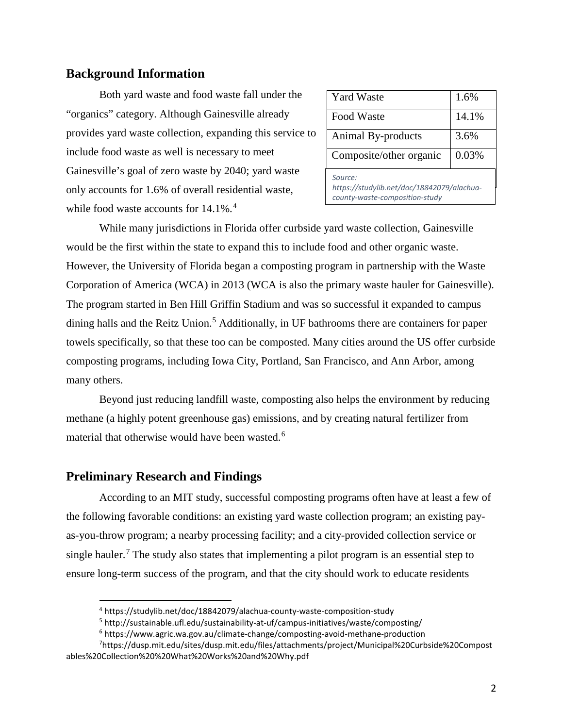## Background Information

Both yard waste and food waste fall under the "organics" category. Although Gainesville already provides yard waste collection, expanding this service to include food waste as well is necessary to meet Gainesville's goal of zero waste by 2040; yard waste only accounts for 1.6% of overall residential waste, while food waste accounts for 14.1%.[4]

| Yard Waste | 1.6% |
|---|---|
| Food Waste | 14.1% |
| Animal By-products | 3.6% |
| Composite/other organic | 0.03% |

*Source: https://studylib.net/doc/18842079/alachua-county-waste-composition-study*

While many jurisdictions in Florida offer curbside yard waste collection, Gainesville would be the first within the state to expand this to include food and other organic waste. However, the University of Florida began a composting program in partnership with the Waste Corporation of America (WCA) in 2013 (WCA is also the primary waste hauler for Gainesville). The program started in Ben Hill Griffin Stadium and was so successful it expanded to campus dining halls and the Reitz Union.[5] Additionally, in UF bathrooms there are containers for paper towels specifically, so that these too can be composted. Many cities around the US offer curbside composting programs, including Iowa City, Portland, San Francisco, and Ann Arbor, among many others.

Beyond just reducing landfill waste, composting also helps the environment by reducing methane (a highly potent greenhouse gas) emissions, and by creating natural fertilizer from material that otherwise would have been wasted.[6]

## Preliminary Research and Findings

According to an MIT study, successful composting programs often have at least a few of the following favorable conditions: an existing yard waste collection program; an existing pay-as-you-throw program; a nearby processing facility; and a city-provided collection service or single hauler.[7] The study also states that implementing a pilot program is an essential step to ensure long-term success of the program, and that the city should work to educate residents

[4] https://studylib.net/doc/18842079/alachua-county-waste-composition-study

[5] http://sustainable.ufl.edu/sustainability-at-uf/campus-initiatives/waste/composting/

[6] https://www.agric.wa.gov.au/climate-change/composting-avoid-methane-production

[7] https://dusp.mit.edu/sites/dusp.mit.edu/files/attachments/project/Municipal%20Curbside%20Compostables%20Collection%20%20What%20Works%20and%20Why.pdf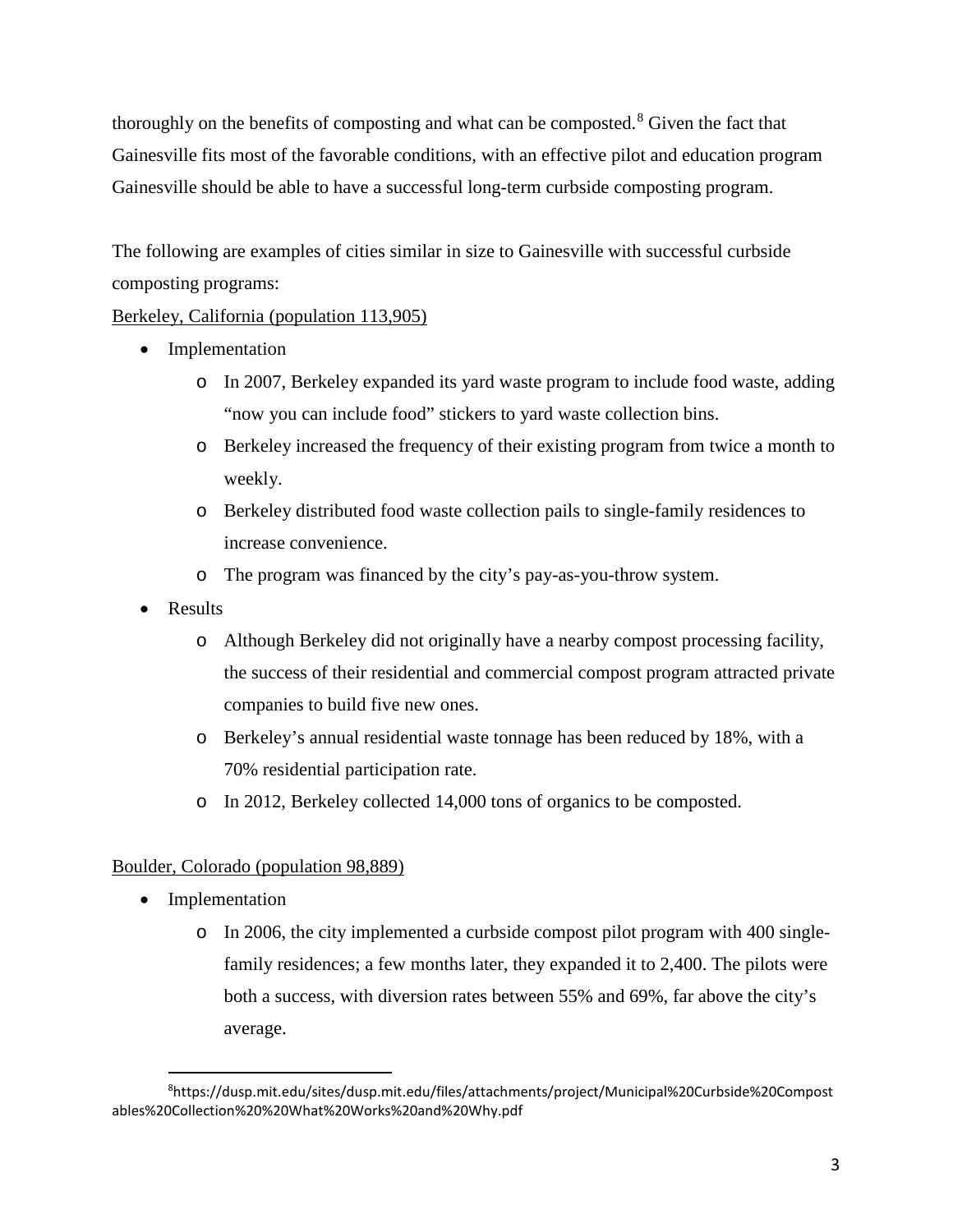thoroughly on the benefits of composting and what can be composted.[8] Given the fact that Gainesville fits most of the favorable conditions, with an effective pilot and education program Gainesville should be able to have a successful long-term curbside composting program.

The following are examples of cities similar in size to Gainesville with successful curbside composting programs:

<u>Berkeley, California (population 113,905)</u>

- Implementation
  - In 2007, Berkeley expanded its yard waste program to include food waste, adding "now you can include food" stickers to yard waste collection bins.
  - Berkeley increased the frequency of their existing program from twice a month to weekly.
  - Berkeley distributed food waste collection pails to single-family residences to increase convenience.
  - The program was financed by the city's pay-as-you-throw system.
- Results
  - Although Berkeley did not originally have a nearby compost processing facility, the success of their residential and commercial compost program attracted private companies to build five new ones.
  - Berkeley's annual residential waste tonnage has been reduced by 18%, with a 70% residential participation rate.
  - In 2012, Berkeley collected 14,000 tons of organics to be composted.

<u>Boulder, Colorado (population 98,889)</u>

- Implementation
  - In 2006, the city implemented a curbside compost pilot program with 400 single-family residences; a few months later, they expanded it to 2,400. The pilots were both a success, with diversion rates between 55% and 69%, far above the city's average.

[8] https://dusp.mit.edu/sites/dusp.mit.edu/files/attachments/project/Municipal%20Curbside%20Compostables%20Collection%20%20What%20Works%20and%20Why.pdf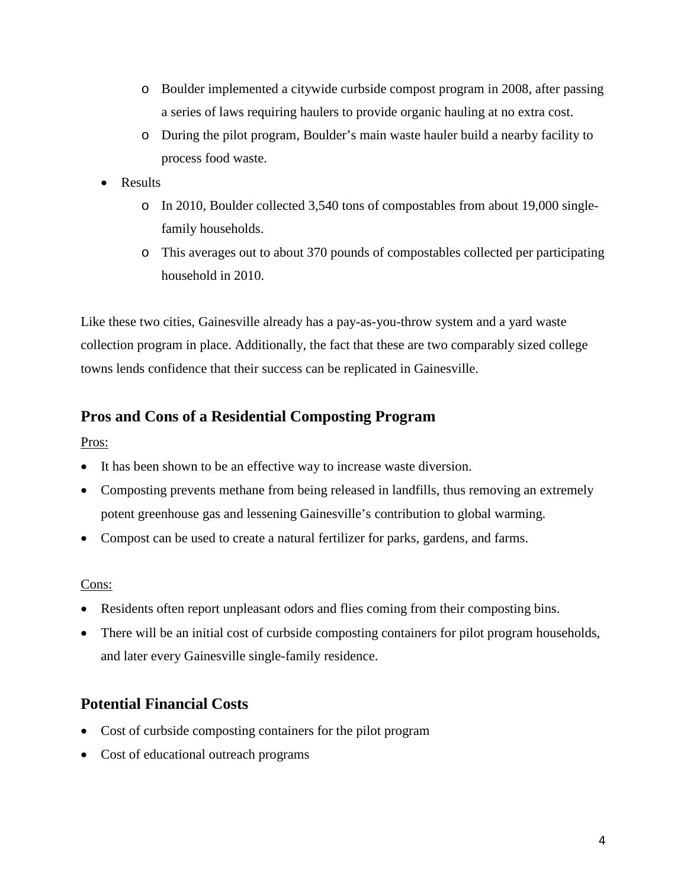- Boulder implemented a citywide curbside compost program in 2008, after passing a series of laws requiring haulers to provide organic hauling at no extra cost.
  - During the pilot program, Boulder's main waste hauler build a nearby facility to process food waste.
- Results
  - In 2010, Boulder collected 3,540 tons of compostables from about 19,000 single-family households.
  - This averages out to about 370 pounds of compostables collected per participating household in 2010.

Like these two cities, Gainesville already has a pay-as-you-throw system and a yard waste collection program in place. Additionally, the fact that these are two comparably sized college towns lends confidence that their success can be replicated in Gainesville.

## Pros and Cons of a Residential Composting Program

Pros:

- It has been shown to be an effective way to increase waste diversion.
- Composting prevents methane from being released in landfills, thus removing an extremely potent greenhouse gas and lessening Gainesville's contribution to global warming.
- Compost can be used to create a natural fertilizer for parks, gardens, and farms.

Cons:

- Residents often report unpleasant odors and flies coming from their composting bins.
- There will be an initial cost of curbside composting containers for pilot program households, and later every Gainesville single-family residence.

## Potential Financial Costs

- Cost of curbside composting containers for the pilot program
- Cost of educational outreach programs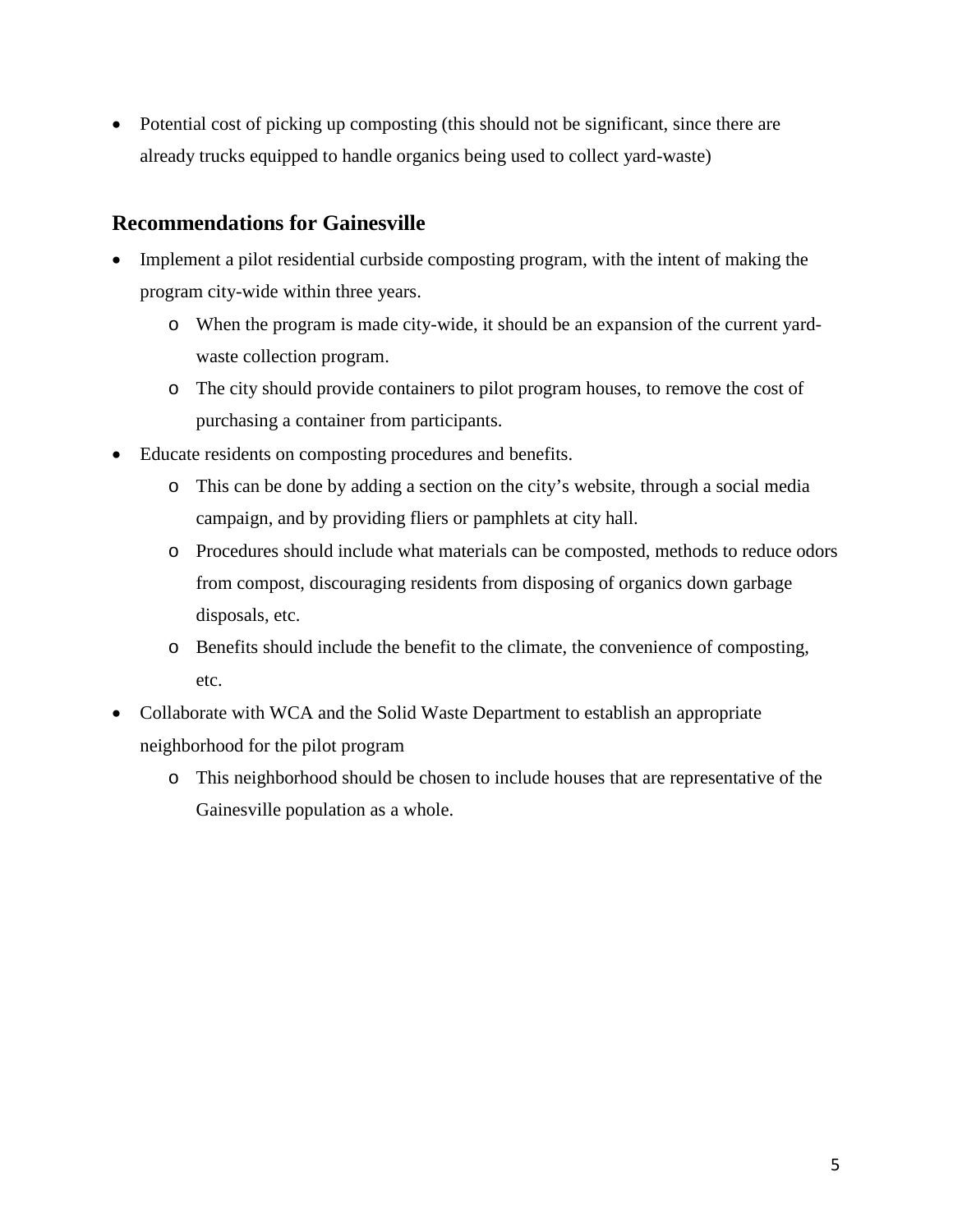- Potential cost of picking up composting (this should not be significant, since there are already trucks equipped to handle organics being used to collect yard-waste)

## Recommendations for Gainesville

- Implement a pilot residential curbside composting program, with the intent of making the program city-wide within three years.
  - When the program is made city-wide, it should be an expansion of the current yard-waste collection program.
  - The city should provide containers to pilot program houses, to remove the cost of purchasing a container from participants.
- Educate residents on composting procedures and benefits.
  - This can be done by adding a section on the city's website, through a social media campaign, and by providing fliers or pamphlets at city hall.
  - Procedures should include what materials can be composted, methods to reduce odors from compost, discouraging residents from disposing of organics down garbage disposals, etc.
  - Benefits should include the benefit to the climate, the convenience of composting, etc.
- Collaborate with WCA and the Solid Waste Department to establish an appropriate neighborhood for the pilot program
  - This neighborhood should be chosen to include houses that are representative of the Gainesville population as a whole.